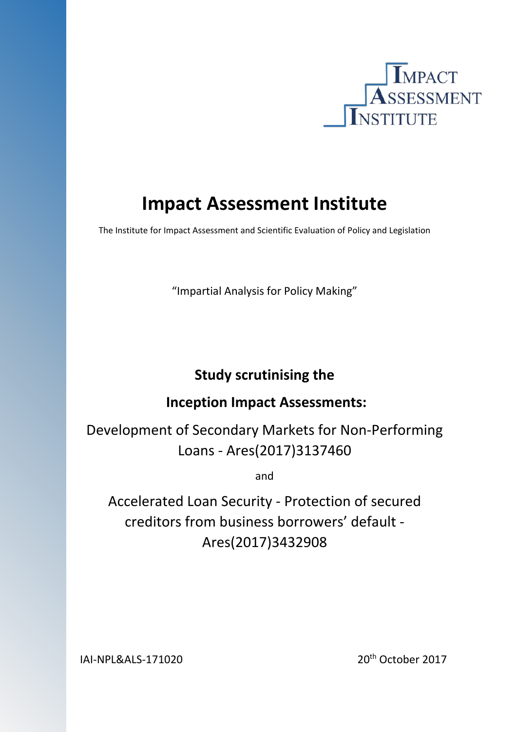# Impact Assessment Institute

The Institute for Impact Assessment and Scientific Evaluation of Policy and Legislation

"Impartial Analysis for Policy Making"

## Study scrutinising the

## Inception Impact Assessments:

Development of Secondary Markets for Non-Performing Loans - Ares(2017)3137460

and

Accelerated Loan Security - Protection of secured creditors from business borrowers' default - Ares(2017)3432908

IAI-NPL&ALS-171020

20th October 2017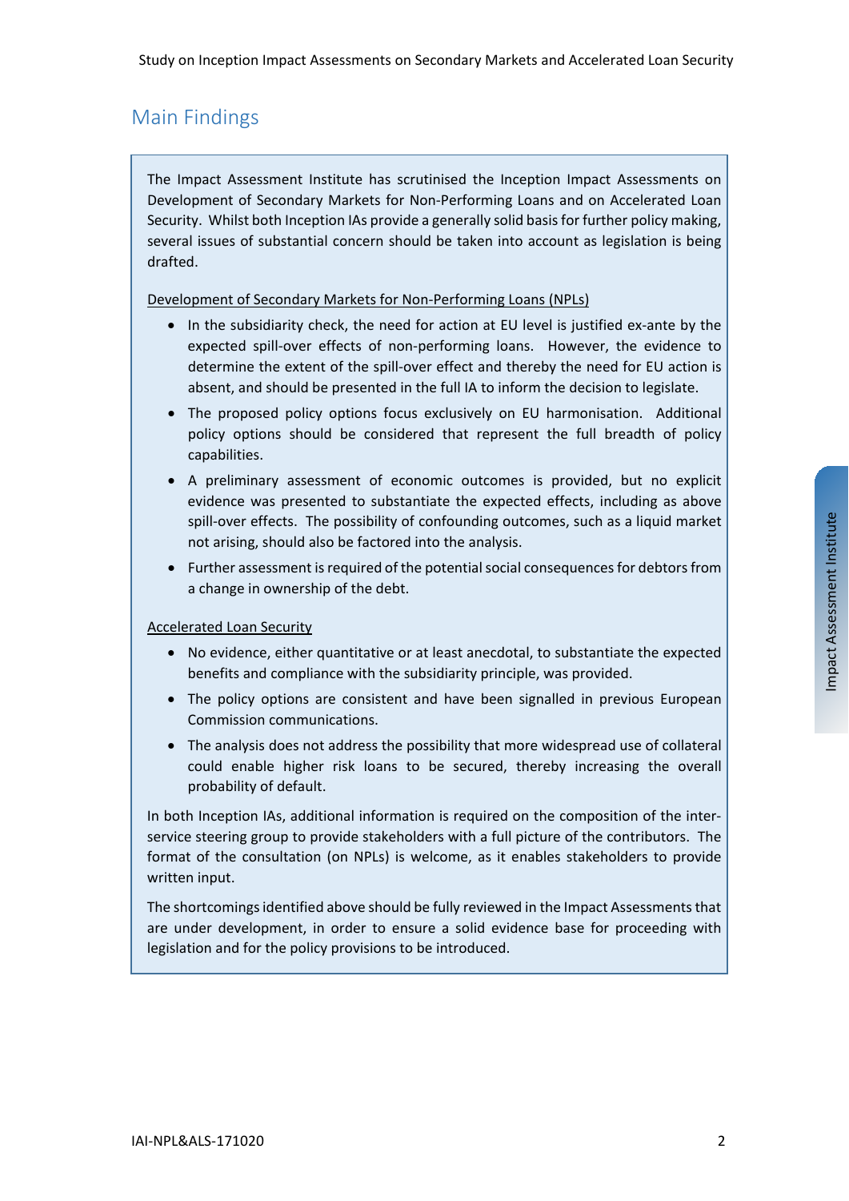## Main Findings

The Impact Assessment Institute has scrutinised the Inception Impact Assessments on Development of Secondary Markets for Non-Performing Loans and on Accelerated Loan Security. Whilst both Inception IAs provide a generally solid basis for further policy making, several issues of substantial concern should be taken into account as legislation is being drafted.

Development of Secondary Markets for Non-Performing Loans (NPLs)

- In the subsidiarity check, the need for action at EU level is justified ex-ante by the expected spill-over effects of non-performing loans. However, the evidence to determine the extent of the spill-over effect and thereby the need for EU action is absent, and should be presented in the full IA to inform the decision to legislate.
- The proposed policy options focus exclusively on EU harmonisation. Additional policy options should be considered that represent the full breadth of policy capabilities.
- A preliminary assessment of economic outcomes is provided, but no explicit evidence was presented to substantiate the expected effects, including as above spill-over effects. The possibility of confounding outcomes, such as a liquid market not arising, should also be factored into the analysis.
- Further assessment is required of the potential social consequences for debtors from a change in ownership of the debt.

Accelerated Loan Security

- No evidence, either quantitative or at least anecdotal, to substantiate the expected benefits and compliance with the subsidiarity principle, was provided.
- The policy options are consistent and have been signalled in previous European Commission communications.
- The analysis does not address the possibility that more widespread use of collateral could enable higher risk loans to be secured, thereby increasing the overall probability of default.

In both Inception IAs, additional information is required on the composition of the inter-service steering group to provide stakeholders with a full picture of the contributors. The format of the consultation (on NPLs) is welcome, as it enables stakeholders to provide written input.

The shortcomings identified above should be fully reviewed in the Impact Assessments that are under development, in order to ensure a solid evidence base for proceeding with legislation and for the policy provisions to be introduced.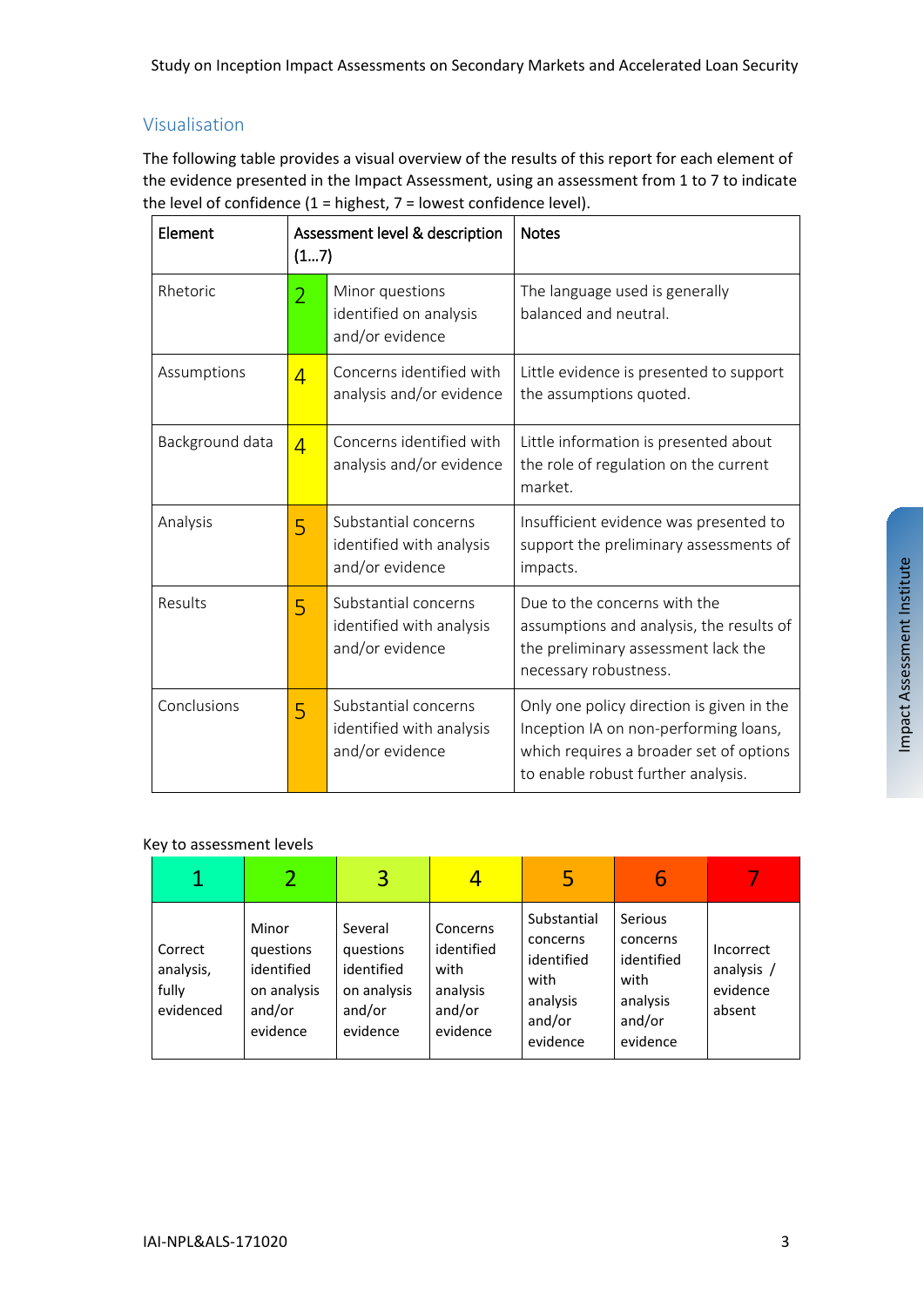## Visualisation

The following table provides a visual overview of the results of this report for each element of the evidence presented in the Impact Assessment, using an assessment from 1 to 7 to indicate the level of confidence (1 = highest, 7 = lowest confidence level).

| Element | Assessment level & description (1…7) | | Notes |
|---|---|---|---|
| Rhetoric | 2 | Minor questions identified on analysis and/or evidence | The language used is generally balanced and neutral. |
| Assumptions | 4 | Concerns identified with analysis and/or evidence | Little evidence is presented to support the assumptions quoted. |
| Background data | 4 | Concerns identified with analysis and/or evidence | Little information is presented about the role of regulation on the current market. |
| Analysis | 5 | Substantial concerns identified with analysis and/or evidence | Insufficient evidence was presented to support the preliminary assessments of impacts. |
| Results | 5 | Substantial concerns identified with analysis and/or evidence | Due to the concerns with the assumptions and analysis, the results of the preliminary assessment lack the necessary robustness. |
| Conclusions | 5 | Substantial concerns identified with analysis and/or evidence | Only one policy direction is given in the Inception IA on non-performing loans, which requires a broader set of options to enable robust further analysis. |

Key to assessment levels

| 1 | 2 | 3 | 4 | 5 | 6 | 7 |
|---|---|---|---|---|---|---|
| Correct analysis, fully evidenced | Minor questions identified on analysis and/or evidence | Several questions identified on analysis and/or evidence | Concerns identified with analysis and/or evidence | Substantial concerns identified with analysis and/or evidence | Serious concerns identified with analysis and/or evidence | Incorrect analysis / evidence absent |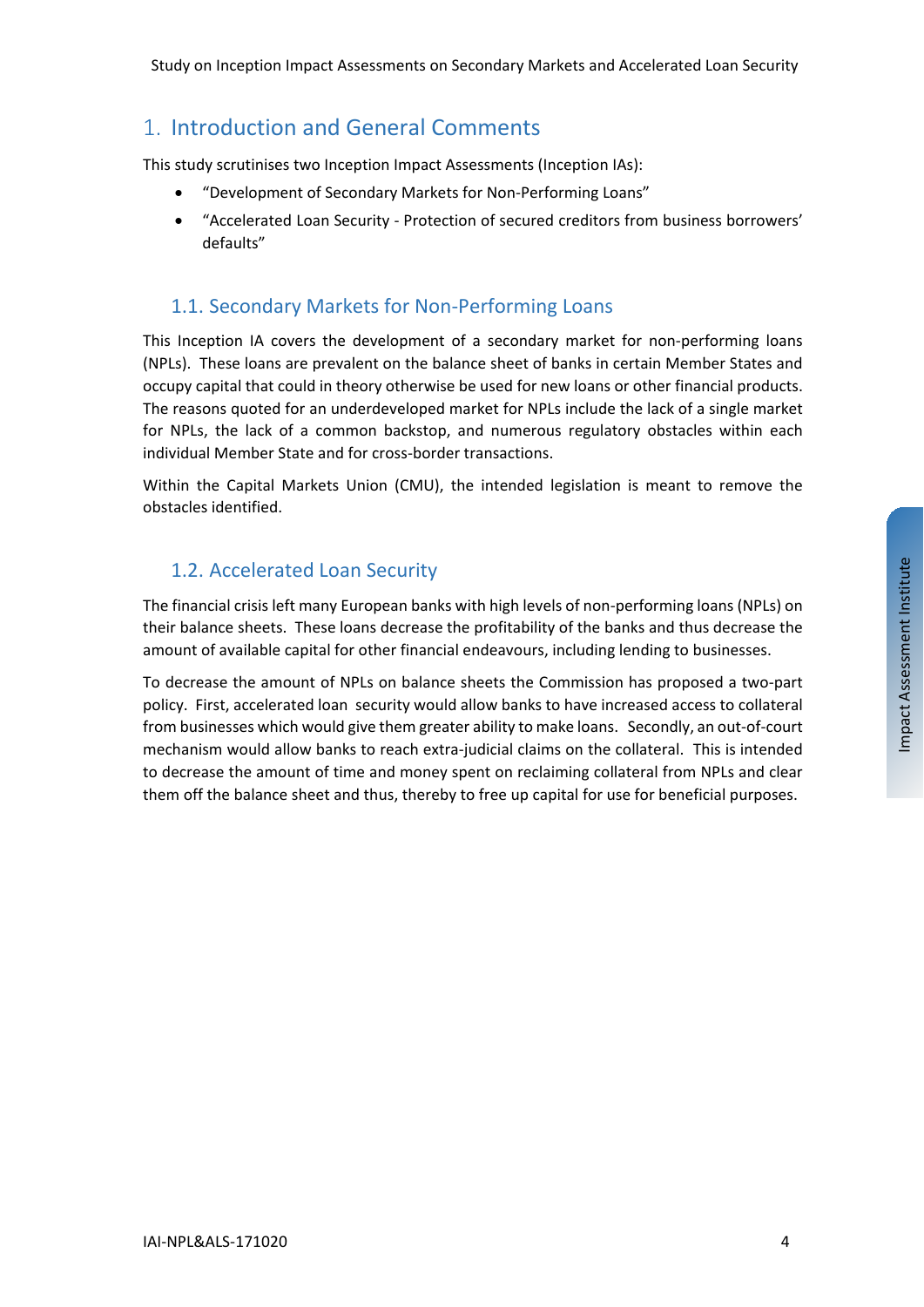# 1. Introduction and General Comments

This study scrutinises two Inception Impact Assessments (Inception IAs):

- "Development of Secondary Markets for Non-Performing Loans"
- "Accelerated Loan Security - Protection of secured creditors from business borrowers' defaults"

## 1.1. Secondary Markets for Non-Performing Loans

This Inception IA covers the development of a secondary market for non-performing loans (NPLs). These loans are prevalent on the balance sheet of banks in certain Member States and occupy capital that could in theory otherwise be used for new loans or other financial products. The reasons quoted for an underdeveloped market for NPLs include the lack of a single market for NPLs, the lack of a common backstop, and numerous regulatory obstacles within each individual Member State and for cross-border transactions.

Within the Capital Markets Union (CMU), the intended legislation is meant to remove the obstacles identified.

## 1.2. Accelerated Loan Security

The financial crisis left many European banks with high levels of non-performing loans (NPLs) on their balance sheets. These loans decrease the profitability of the banks and thus decrease the amount of available capital for other financial endeavours, including lending to businesses.

To decrease the amount of NPLs on balance sheets the Commission has proposed a two-part policy. First, accelerated loan security would allow banks to have increased access to collateral from businesses which would give them greater ability to make loans. Secondly, an out-of-court mechanism would allow banks to reach extra-judicial claims on the collateral. This is intended to decrease the amount of time and money spent on reclaiming collateral from NPLs and clear them off the balance sheet and thus, thereby to free up capital for use for beneficial purposes.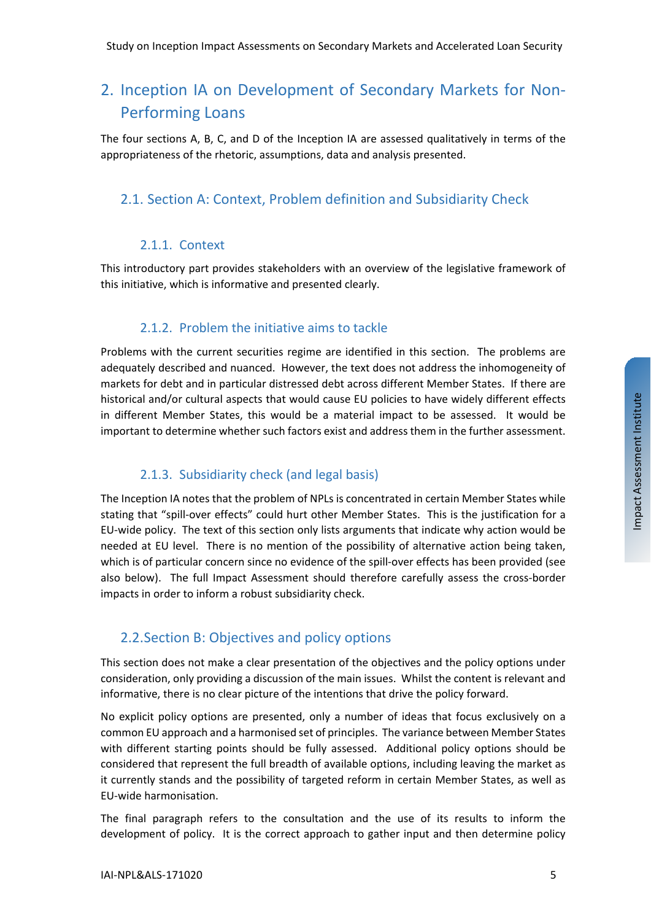## 2. Inception IA on Development of Secondary Markets for Non-Performing Loans

The four sections A, B, C, and D of the Inception IA are assessed qualitatively in terms of the appropriateness of the rhetoric, assumptions, data and analysis presented.

### 2.1. Section A: Context, Problem definition and Subsidiarity Check

#### 2.1.1. Context

This introductory part provides stakeholders with an overview of the legislative framework of this initiative, which is informative and presented clearly.

#### 2.1.2. Problem the initiative aims to tackle

Problems with the current securities regime are identified in this section. The problems are adequately described and nuanced. However, the text does not address the inhomogeneity of markets for debt and in particular distressed debt across different Member States. If there are historical and/or cultural aspects that would cause EU policies to have widely different effects in different Member States, this would be a material impact to be assessed. It would be important to determine whether such factors exist and address them in the further assessment.

#### 2.1.3. Subsidiarity check (and legal basis)

The Inception IA notes that the problem of NPLs is concentrated in certain Member States while stating that "spill-over effects" could hurt other Member States. This is the justification for a EU-wide policy. The text of this section only lists arguments that indicate why action would be needed at EU level. There is no mention of the possibility of alternative action being taken, which is of particular concern since no evidence of the spill-over effects has been provided (see also below). The full Impact Assessment should therefore carefully assess the cross-border impacts in order to inform a robust subsidiarity check.

### 2.2. Section B: Objectives and policy options

This section does not make a clear presentation of the objectives and the policy options under consideration, only providing a discussion of the main issues. Whilst the content is relevant and informative, there is no clear picture of the intentions that drive the policy forward.

No explicit policy options are presented, only a number of ideas that focus exclusively on a common EU approach and a harmonised set of principles. The variance between Member States with different starting points should be fully assessed. Additional policy options should be considered that represent the full breadth of available options, including leaving the market as it currently stands and the possibility of targeted reform in certain Member States, as well as EU-wide harmonisation.

The final paragraph refers to the consultation and the use of its results to inform the development of policy. It is the correct approach to gather input and then determine policy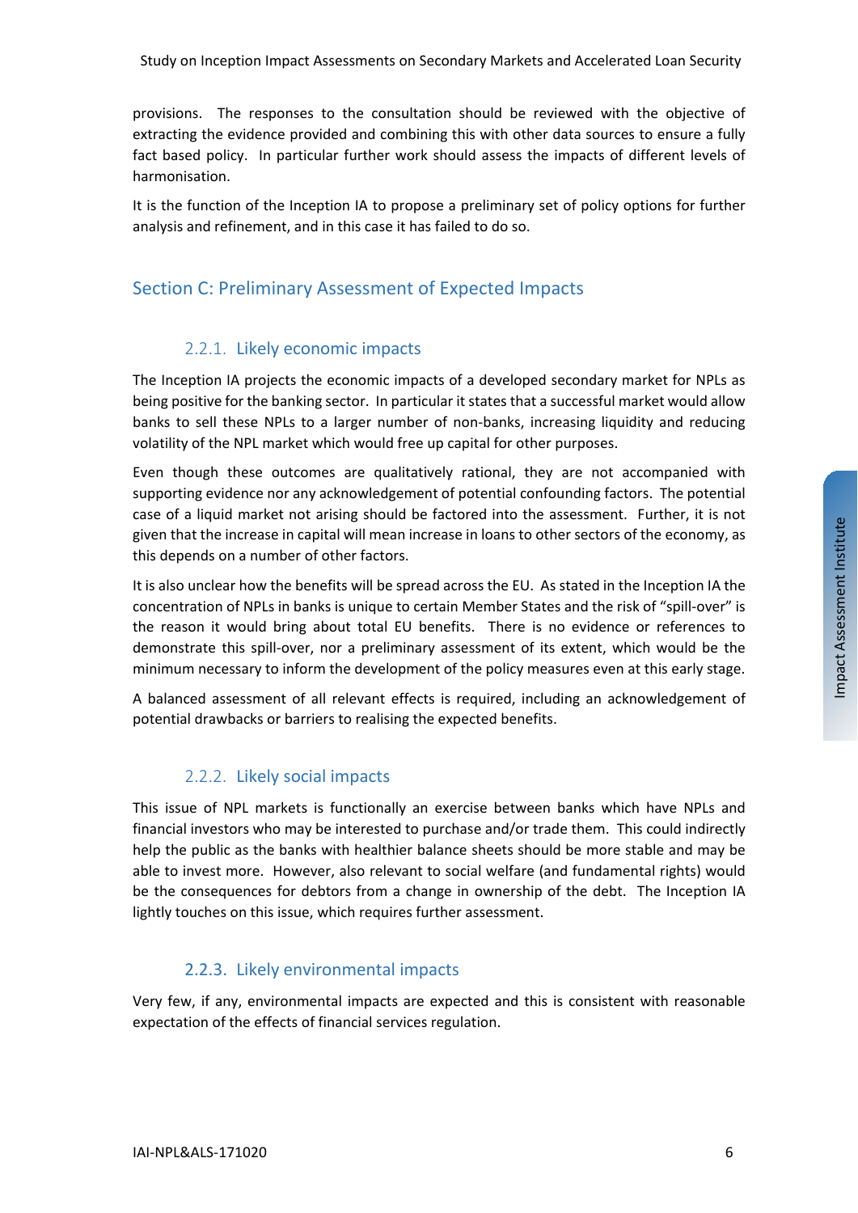provisions. The responses to the consultation should be reviewed with the objective of extracting the evidence provided and combining this with other data sources to ensure a fully fact based policy. In particular further work should assess the impacts of different levels of harmonisation.

It is the function of the Inception IA to propose a preliminary set of policy options for further analysis and refinement, and in this case it has failed to do so.

## Section C: Preliminary Assessment of Expected Impacts

### 2.2.1. Likely economic impacts

The Inception IA projects the economic impacts of a developed secondary market for NPLs as being positive for the banking sector. In particular it states that a successful market would allow banks to sell these NPLs to a larger number of non-banks, increasing liquidity and reducing volatility of the NPL market which would free up capital for other purposes.

Even though these outcomes are qualitatively rational, they are not accompanied with supporting evidence nor any acknowledgement of potential confounding factors. The potential case of a liquid market not arising should be factored into the assessment. Further, it is not given that the increase in capital will mean increase in loans to other sectors of the economy, as this depends on a number of other factors.

It is also unclear how the benefits will be spread across the EU. As stated in the Inception IA the concentration of NPLs in banks is unique to certain Member States and the risk of "spill-over" is the reason it would bring about total EU benefits. There is no evidence or references to demonstrate this spill-over, nor a preliminary assessment of its extent, which would be the minimum necessary to inform the development of the policy measures even at this early stage.

A balanced assessment of all relevant effects is required, including an acknowledgement of potential drawbacks or barriers to realising the expected benefits.

### 2.2.2. Likely social impacts

This issue of NPL markets is functionally an exercise between banks which have NPLs and financial investors who may be interested to purchase and/or trade them. This could indirectly help the public as the banks with healthier balance sheets should be more stable and may be able to invest more. However, also relevant to social welfare (and fundamental rights) would be the consequences for debtors from a change in ownership of the debt. The Inception IA lightly touches on this issue, which requires further assessment.

### 2.2.3. Likely environmental impacts

Very few, if any, environmental impacts are expected and this is consistent with reasonable expectation of the effects of financial services regulation.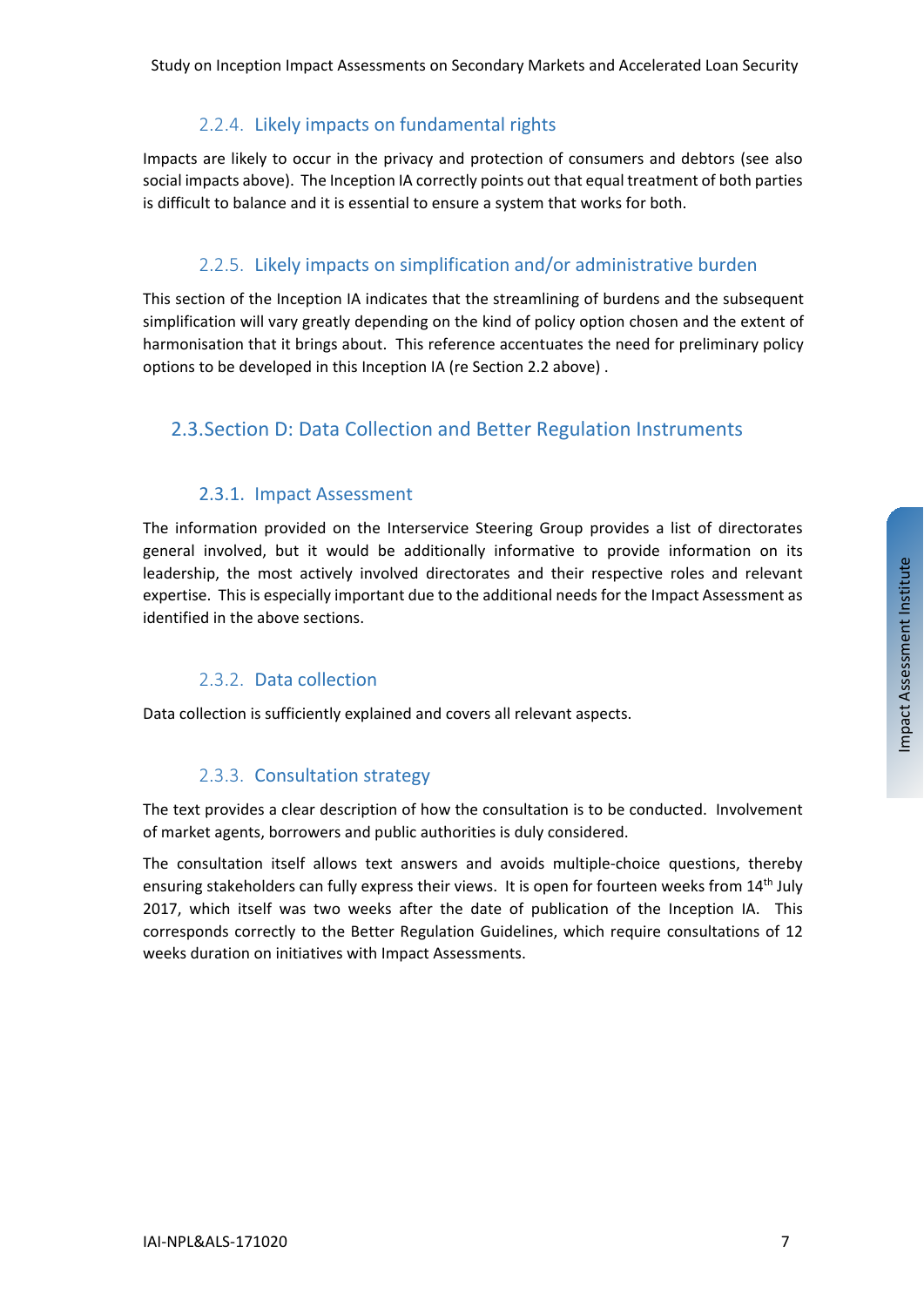### 2.2.4. Likely impacts on fundamental rights

Impacts are likely to occur in the privacy and protection of consumers and debtors (see also social impacts above). The Inception IA correctly points out that equal treatment of both parties is difficult to balance and it is essential to ensure a system that works for both.

### 2.2.5. Likely impacts on simplification and/or administrative burden

This section of the Inception IA indicates that the streamlining of burdens and the subsequent simplification will vary greatly depending on the kind of policy option chosen and the extent of harmonisation that it brings about. This reference accentuates the need for preliminary policy options to be developed in this Inception IA (re Section 2.2 above) .

## 2.3. Section D: Data Collection and Better Regulation Instruments

### 2.3.1. Impact Assessment

The information provided on the Interservice Steering Group provides a list of directorates general involved, but it would be additionally informative to provide information on its leadership, the most actively involved directorates and their respective roles and relevant expertise. This is especially important due to the additional needs for the Impact Assessment as identified in the above sections.

### 2.3.2. Data collection

Data collection is sufficiently explained and covers all relevant aspects.

### 2.3.3. Consultation strategy

The text provides a clear description of how the consultation is to be conducted. Involvement of market agents, borrowers and public authorities is duly considered.

The consultation itself allows text answers and avoids multiple-choice questions, thereby ensuring stakeholders can fully express their views. It is open for fourteen weeks from 14th July 2017, which itself was two weeks after the date of publication of the Inception IA. This corresponds correctly to the Better Regulation Guidelines, which require consultations of 12 weeks duration on initiatives with Impact Assessments.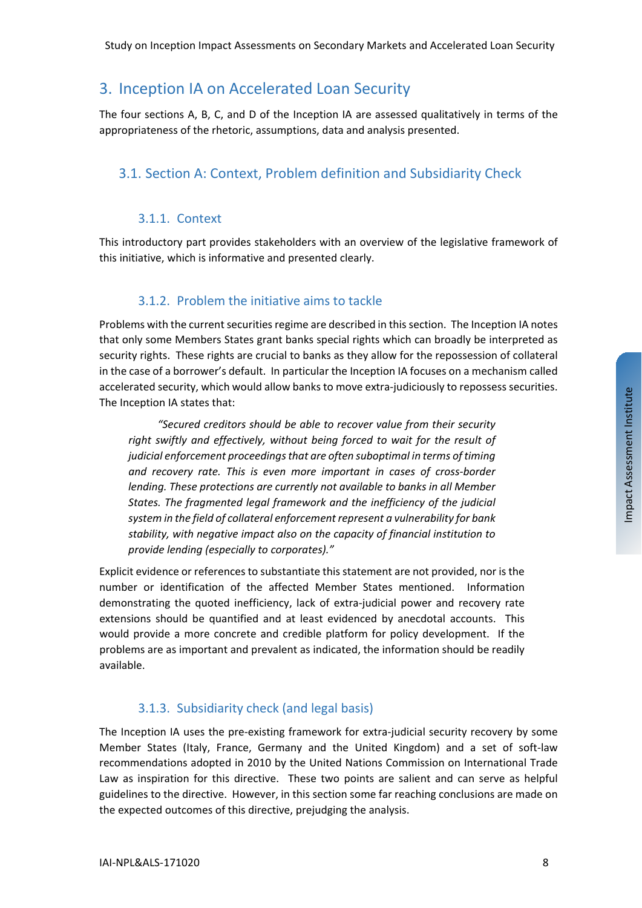# 3. Inception IA on Accelerated Loan Security

The four sections A, B, C, and D of the Inception IA are assessed qualitatively in terms of the appropriateness of the rhetoric, assumptions, data and analysis presented.

## 3.1. Section A: Context, Problem definition and Subsidiarity Check

### 3.1.1. Context

This introductory part provides stakeholders with an overview of the legislative framework of this initiative, which is informative and presented clearly.

### 3.1.2. Problem the initiative aims to tackle

Problems with the current securities regime are described in this section. The Inception IA notes that only some Members States grant banks special rights which can broadly be interpreted as security rights. These rights are crucial to banks as they allow for the repossession of collateral in the case of a borrower's default. In particular the Inception IA focuses on a mechanism called accelerated security, which would allow banks to move extra-judiciously to repossess securities. The Inception IA states that:

> *"Secured creditors should be able to recover value from their security right swiftly and effectively, without being forced to wait for the result of judicial enforcement proceedings that are often suboptimal in terms of timing and recovery rate. This is even more important in cases of cross-border lending. These protections are currently not available to banks in all Member States. The fragmented legal framework and the inefficiency of the judicial system in the field of collateral enforcement represent a vulnerability for bank stability, with negative impact also on the capacity of financial institution to provide lending (especially to corporates)."*

Explicit evidence or references to substantiate this statement are not provided, nor is the number or identification of the affected Member States mentioned. Information demonstrating the quoted inefficiency, lack of extra-judicial power and recovery rate extensions should be quantified and at least evidenced by anecdotal accounts. This would provide a more concrete and credible platform for policy development. If the problems are as important and prevalent as indicated, the information should be readily available.

### 3.1.3. Subsidiarity check (and legal basis)

The Inception IA uses the pre-existing framework for extra-judicial security recovery by some Member States (Italy, France, Germany and the United Kingdom) and a set of soft-law recommendations adopted in 2010 by the United Nations Commission on International Trade Law as inspiration for this directive. These two points are salient and can serve as helpful guidelines to the directive. However, in this section some far reaching conclusions are made on the expected outcomes of this directive, prejudging the analysis.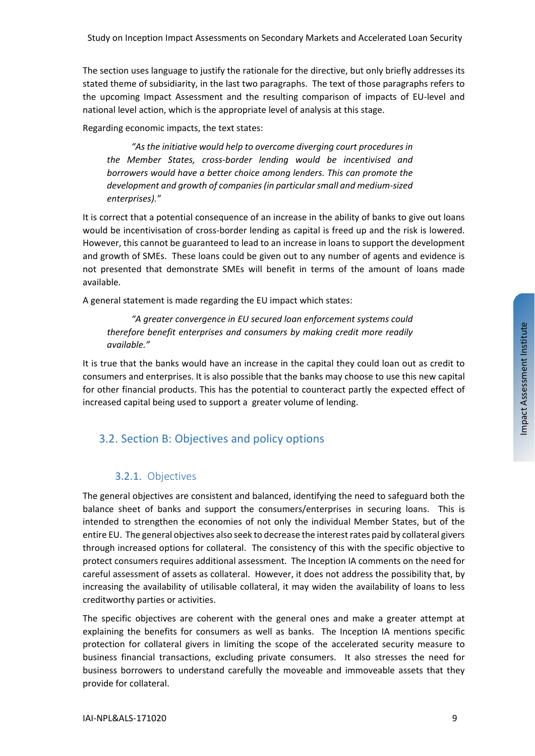The section uses language to justify the rationale for the directive, but only briefly addresses its stated theme of subsidiarity, in the last two paragraphs. The text of those paragraphs refers to the upcoming Impact Assessment and the resulting comparison of impacts of EU-level and national level action, which is the appropriate level of analysis at this stage.

Regarding economic impacts, the text states:

> *"As the initiative would help to overcome diverging court procedures in the Member States, cross-border lending would be incentivised and borrowers would have a better choice among lenders. This can promote the development and growth of companies (in particular small and medium-sized enterprises)."*

It is correct that a potential consequence of an increase in the ability of banks to give out loans would be incentivisation of cross-border lending as capital is freed up and the risk is lowered. However, this cannot be guaranteed to lead to an increase in loans to support the development and growth of SMEs. These loans could be given out to any number of agents and evidence is not presented that demonstrate SMEs will benefit in terms of the amount of loans made available.

A general statement is made regarding the EU impact which states:

> *"A greater convergence in EU secured loan enforcement systems could therefore benefit enterprises and consumers by making credit more readily available."*

It is true that the banks would have an increase in the capital they could loan out as credit to consumers and enterprises. It is also possible that the banks may choose to use this new capital for other financial products. This has the potential to counteract partly the expected effect of increased capital being used to support a greater volume of lending.

## 3.2. Section B: Objectives and policy options

### 3.2.1. Objectives

The general objectives are consistent and balanced, identifying the need to safeguard both the balance sheet of banks and support the consumers/enterprises in securing loans. This is intended to strengthen the economies of not only the individual Member States, but of the entire EU. The general objectives also seek to decrease the interest rates paid by collateral givers through increased options for collateral. The consistency of this with the specific objective to protect consumers requires additional assessment. The Inception IA comments on the need for careful assessment of assets as collateral. However, it does not address the possibility that, by increasing the availability of utilisable collateral, it may widen the availability of loans to less creditworthy parties or activities.

The specific objectives are coherent with the general ones and make a greater attempt at explaining the benefits for consumers as well as banks. The Inception IA mentions specific protection for collateral givers in limiting the scope of the accelerated security measure to business financial transactions, excluding private consumers. It also stresses the need for business borrowers to understand carefully the moveable and immoveable assets that they provide for collateral.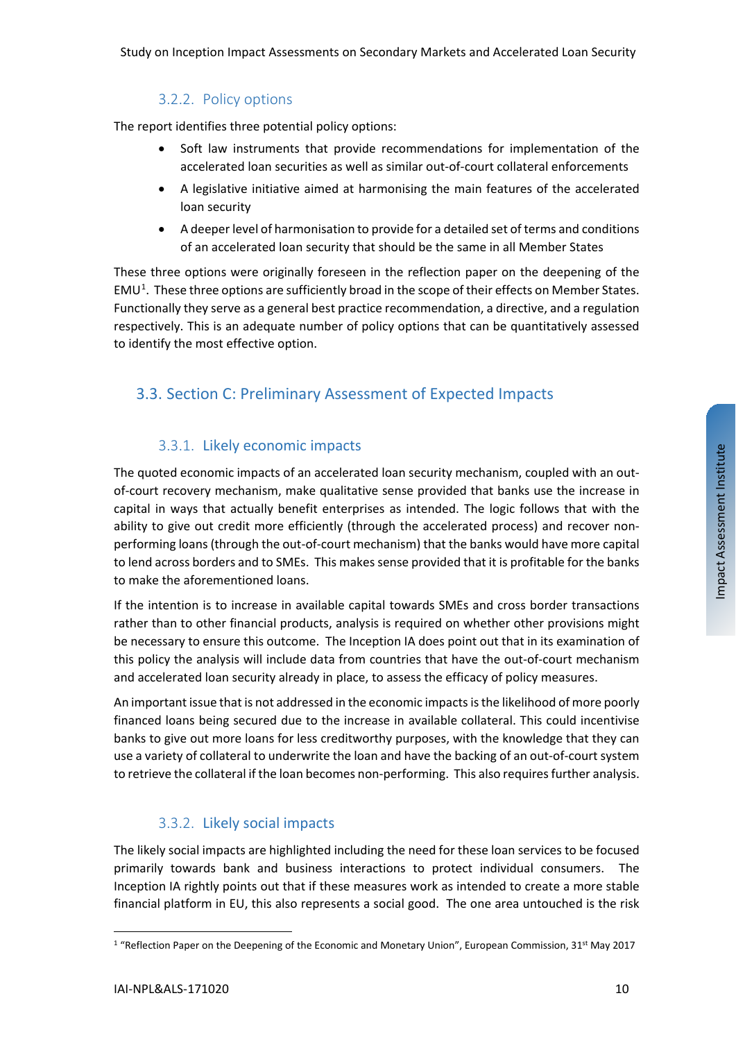### 3.2.2. Policy options

The report identifies three potential policy options:

- Soft law instruments that provide recommendations for implementation of the accelerated loan securities as well as similar out-of-court collateral enforcements
- A legislative initiative aimed at harmonising the main features of the accelerated loan security
- A deeper level of harmonisation to provide for a detailed set of terms and conditions of an accelerated loan security that should be the same in all Member States

These three options were originally foreseen in the reflection paper on the deepening of the EMU[1]. These three options are sufficiently broad in the scope of their effects on Member States. Functionally they serve as a general best practice recommendation, a directive, and a regulation respectively. This is an adequate number of policy options that can be quantitatively assessed to identify the most effective option.

## 3.3. Section C: Preliminary Assessment of Expected Impacts

### 3.3.1. Likely economic impacts

The quoted economic impacts of an accelerated loan security mechanism, coupled with an out-of-court recovery mechanism, make qualitative sense provided that banks use the increase in capital in ways that actually benefit enterprises as intended. The logic follows that with the ability to give out credit more efficiently (through the accelerated process) and recover non-performing loans (through the out-of-court mechanism) that the banks would have more capital to lend across borders and to SMEs. This makes sense provided that it is profitable for the banks to make the aforementioned loans.

If the intention is to increase in available capital towards SMEs and cross border transactions rather than to other financial products, analysis is required on whether other provisions might be necessary to ensure this outcome. The Inception IA does point out that in its examination of this policy the analysis will include data from countries that have the out-of-court mechanism and accelerated loan security already in place, to assess the efficacy of policy measures.

An important issue that is not addressed in the economic impacts is the likelihood of more poorly financed loans being secured due to the increase in available collateral. This could incentivise banks to give out more loans for less creditworthy purposes, with the knowledge that they can use a variety of collateral to underwrite the loan and have the backing of an out-of-court system to retrieve the collateral if the loan becomes non-performing. This also requires further analysis.

### 3.3.2. Likely social impacts

The likely social impacts are highlighted including the need for these loan services to be focused primarily towards bank and business interactions to protect individual consumers. The Inception IA rightly points out that if these measures work as intended to create a more stable financial platform in EU, this also represents a social good. The one area untouched is the risk

[1] "Reflection Paper on the Deepening of the Economic and Monetary Union", European Commission, 31st May 2017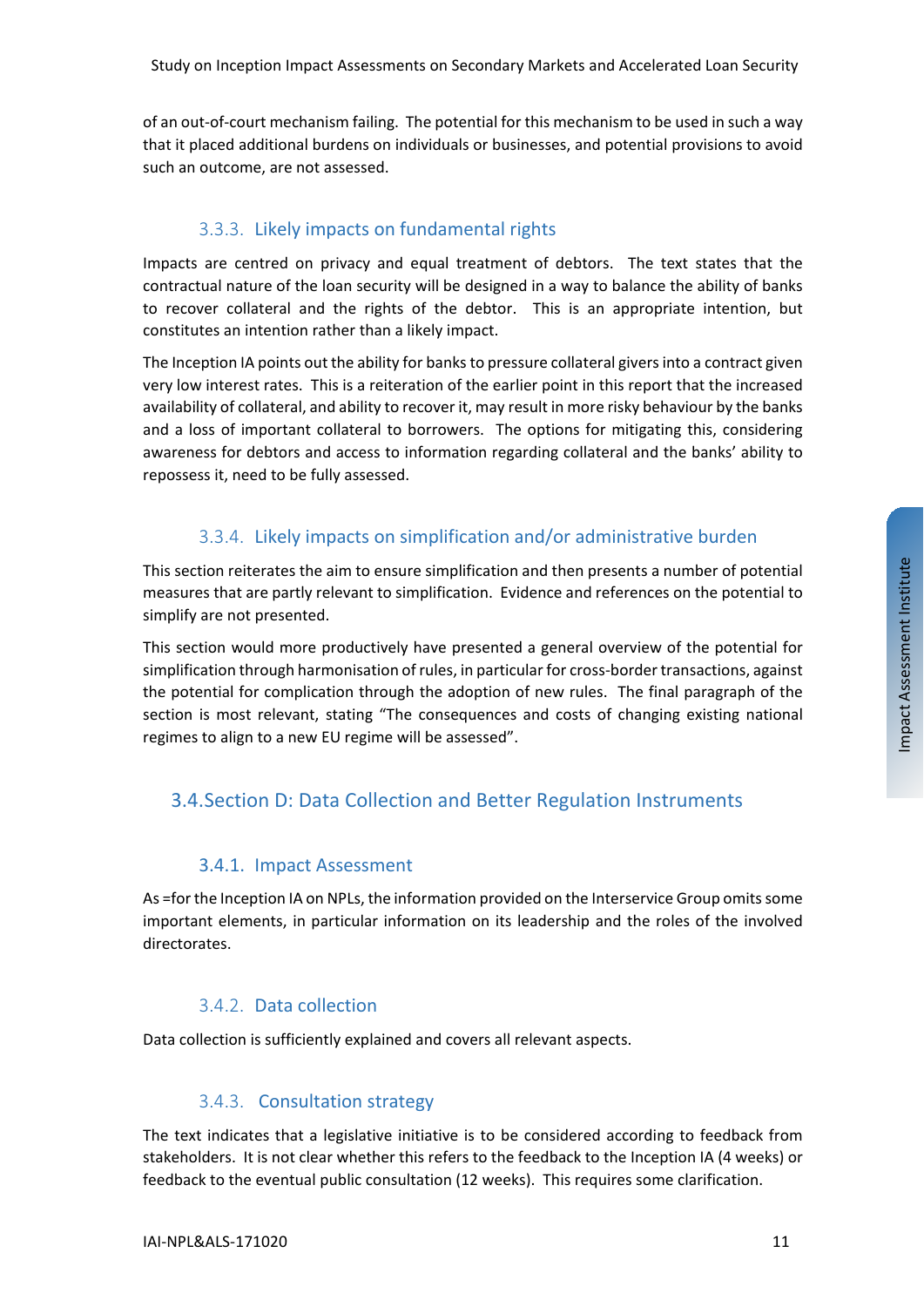of an out-of-court mechanism failing. The potential for this mechanism to be used in such a way that it placed additional burdens on individuals or businesses, and potential provisions to avoid such an outcome, are not assessed.

### 3.3.3. Likely impacts on fundamental rights

Impacts are centred on privacy and equal treatment of debtors. The text states that the contractual nature of the loan security will be designed in a way to balance the ability of banks to recover collateral and the rights of the debtor. This is an appropriate intention, but constitutes an intention rather than a likely impact.

The Inception IA points out the ability for banks to pressure collateral givers into a contract given very low interest rates. This is a reiteration of the earlier point in this report that the increased availability of collateral, and ability to recover it, may result in more risky behaviour by the banks and a loss of important collateral to borrowers. The options for mitigating this, considering awareness for debtors and access to information regarding collateral and the banks' ability to repossess it, need to be fully assessed.

### 3.3.4. Likely impacts on simplification and/or administrative burden

This section reiterates the aim to ensure simplification and then presents a number of potential measures that are partly relevant to simplification. Evidence and references on the potential to simplify are not presented.

This section would more productively have presented a general overview of the potential for simplification through harmonisation of rules, in particular for cross-border transactions, against the potential for complication through the adoption of new rules. The final paragraph of the section is most relevant, stating "The consequences and costs of changing existing national regimes to align to a new EU regime will be assessed".

## 3.4. Section D: Data Collection and Better Regulation Instruments

### 3.4.1. Impact Assessment

As =for the Inception IA on NPLs, the information provided on the Interservice Group omits some important elements, in particular information on its leadership and the roles of the involved directorates.

### 3.4.2. Data collection

Data collection is sufficiently explained and covers all relevant aspects.

### 3.4.3. Consultation strategy

The text indicates that a legislative initiative is to be considered according to feedback from stakeholders. It is not clear whether this refers to the feedback to the Inception IA (4 weeks) or feedback to the eventual public consultation (12 weeks). This requires some clarification.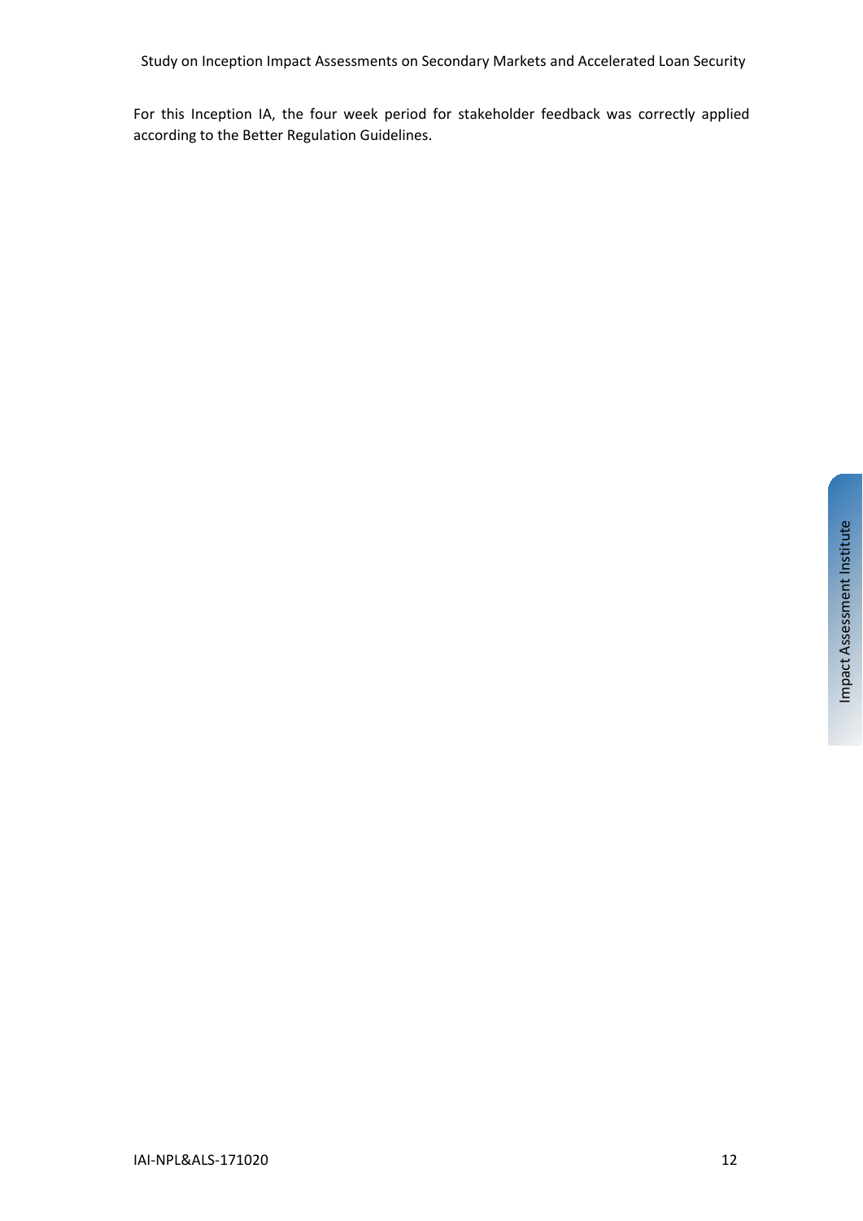For this Inception IA, the four week period for stakeholder feedback was correctly applied according to the Better Regulation Guidelines.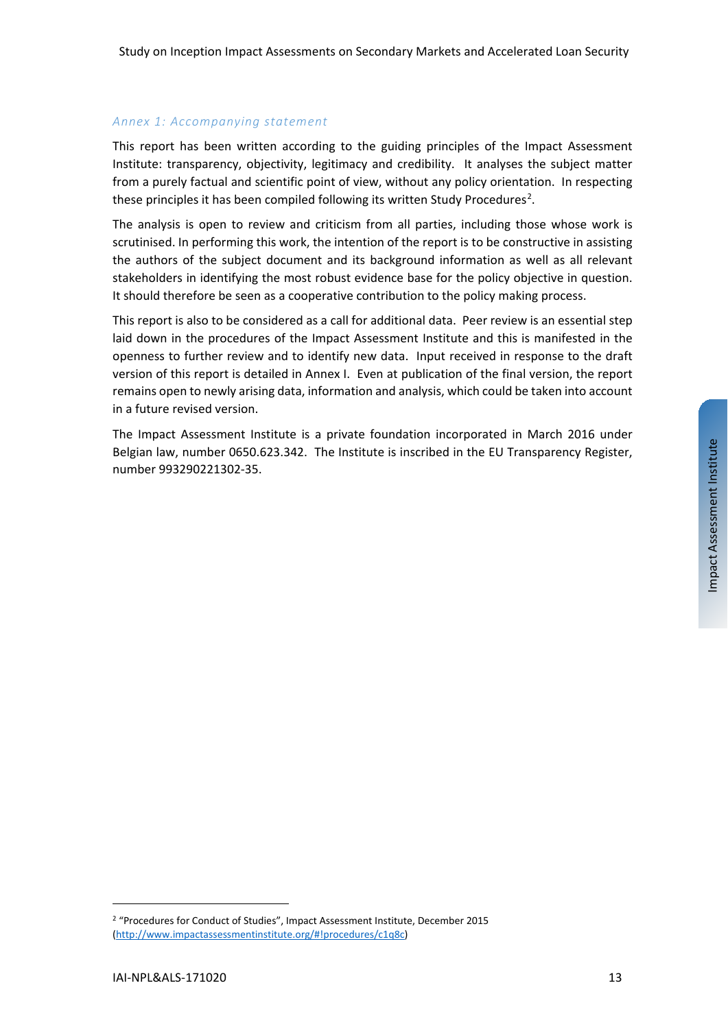### *Annex 1: Accompanying statement*

This report has been written according to the guiding principles of the Impact Assessment Institute: transparency, objectivity, legitimacy and credibility. It analyses the subject matter from a purely factual and scientific point of view, without any policy orientation. In respecting these principles it has been compiled following its written Study Procedures[2].

The analysis is open to review and criticism from all parties, including those whose work is scrutinised. In performing this work, the intention of the report is to be constructive in assisting the authors of the subject document and its background information as well as all relevant stakeholders in identifying the most robust evidence base for the policy objective in question. It should therefore be seen as a cooperative contribution to the policy making process.

This report is also to be considered as a call for additional data. Peer review is an essential step laid down in the procedures of the Impact Assessment Institute and this is manifested in the openness to further review and to identify new data. Input received in response to the draft version of this report is detailed in Annex I. Even at publication of the final version, the report remains open to newly arising data, information and analysis, which could be taken into account in a future revised version.

The Impact Assessment Institute is a private foundation incorporated in March 2016 under Belgian law, number 0650.623.342. The Institute is inscribed in the EU Transparency Register, number 993290221302-35.

[2] "Procedures for Conduct of Studies", Impact Assessment Institute, December 2015 (http://www.impactassessmentinstitute.org/#!procedures/c1q8c)